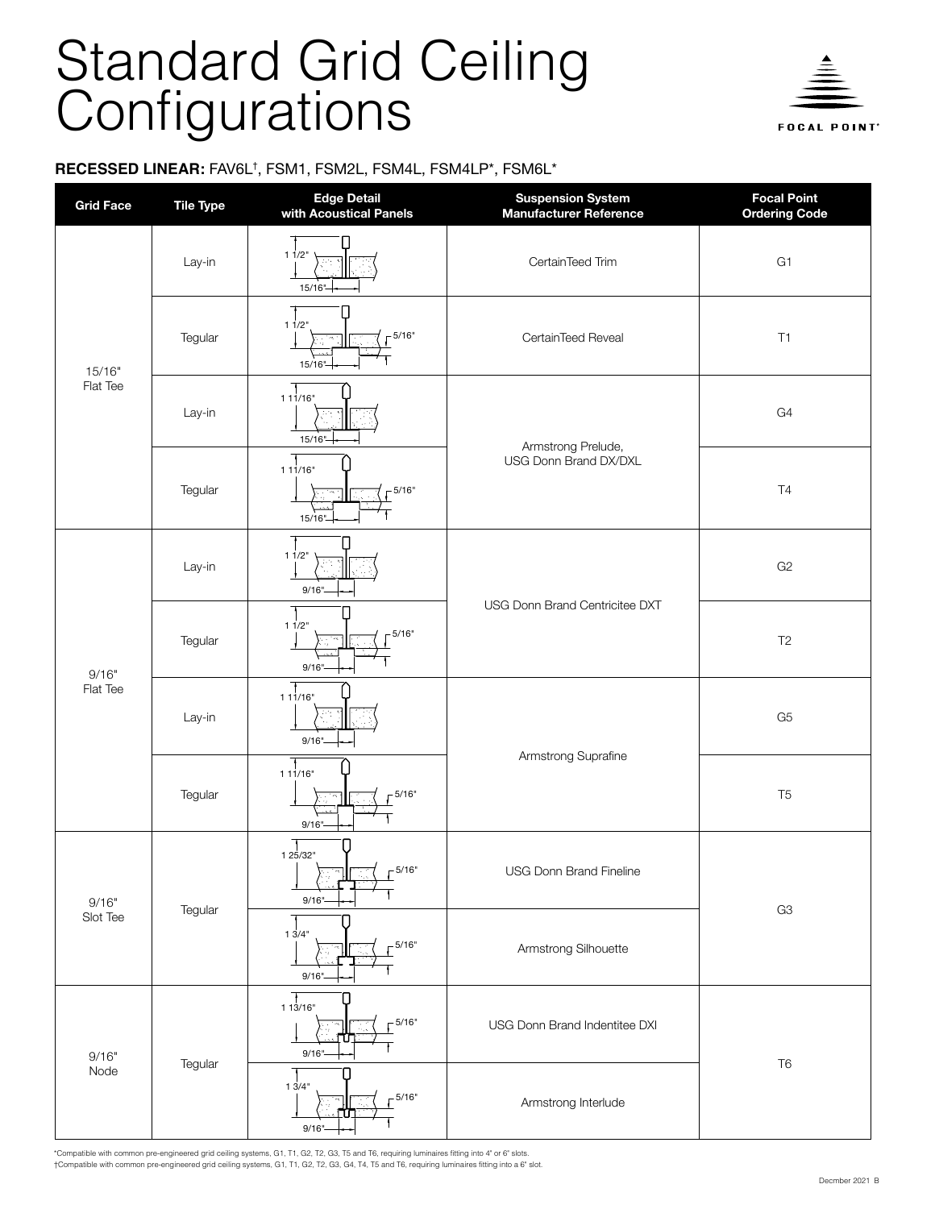# Standard Grid Ceiling Configurations

**RECESSED LINEAR:** FAV6L†, FSM1, FSM2L, FSM4L, FSM4LP*, FSM6L*

| Grid Face | Tile Type | Edge Detail with Acoustical Panels | Suspension System Manufacturer Reference | Focal Point Ordering Code |
|---|---|---|---|---|
| 15/16" Flat Tee | Lay-in | 1 1/2"; 15/16" | CertainTeed Trim | G1 |
| | Tegular | 1 1/2"; 5/16"; 15/16" | CertainTeed Reveal | T1 |
| | Lay-in | 1 11/16"; 15/16" | Armstrong Prelude, USG Donn Brand DX/DXL | G4 |
| | Tegular | 1 11/16"; 5/16"; 15/16" | | T4 |
| 9/16" Flat Tee | Lay-in | 1 1/2"; 9/16" | USG Donn Brand Centricitee DXT | G2 |
| | Tegular | 1 1/2"; 5/16"; 9/16" | | T2 |
| | Lay-in | 1 11/16"; 9/16" | Armstrong Suprafine | G5 |
| | Tegular | 1 11/16"; 5/16"; 9/16" | | T5 |
| 9/16" Slot Tee | Tegular | 1 25/32"; 5/16"; 9/16" | USG Donn Brand Fineline | G3 |
| | | 1 3/4"; 5/16"; 9/16" | Armstrong Silhouette | |
| 9/16" Node | Tegular | 1 13/16"; 5/16"; 9/16" | USG Donn Brand Indentitee DXI | T6 |
| | | 1 3/4"; 5/16"; 9/16" | Armstrong Interlude | |

*Compatible with common pre-engineered grid ceiling systems, G1, T1, G2, T2, G3, T5 and T6, requiring luminaires fitting into 4" or 6" slots.

†Compatible with common pre-engineered grid ceiling systems, G1, T1, G2, T2, G3, G4, T4, T5 and T6, requiring luminaires fitting into a 6" slot.

Decmber 2021 B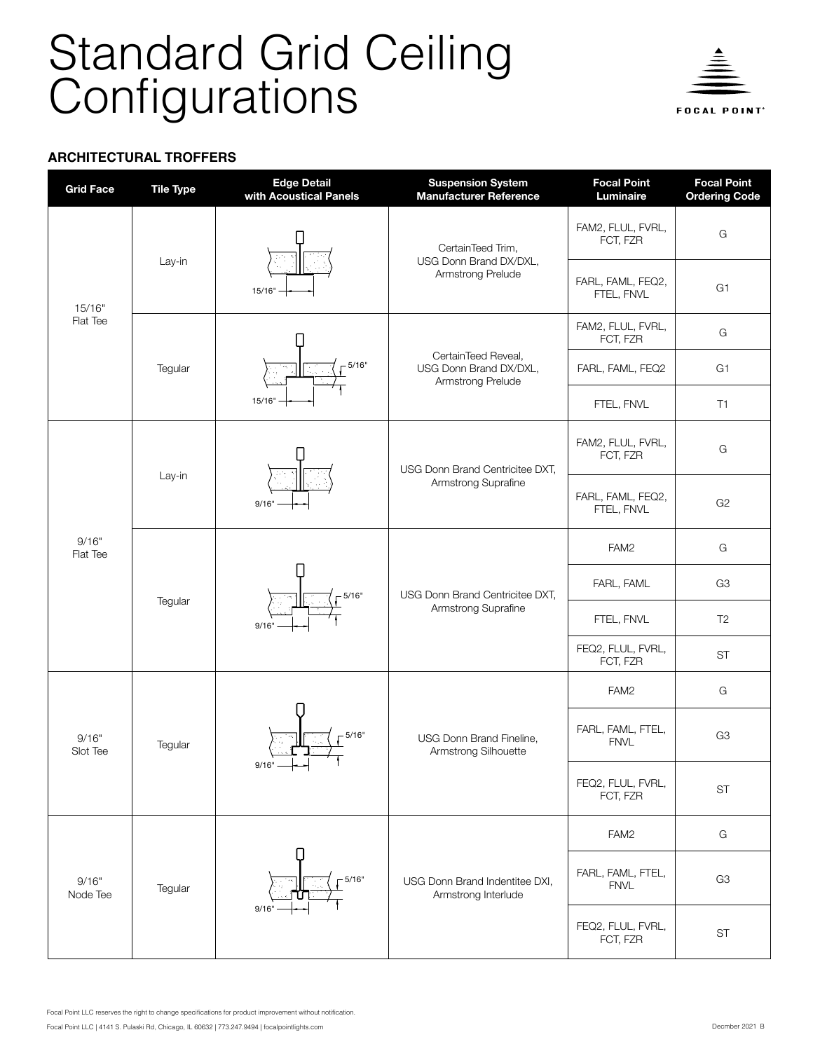# Standard Grid Ceiling Configurations

FOCAL POINT®

## ARCHITECTURAL TROFFERS

| Grid Face | Tile Type | Edge Detail with Acoustical Panels | Suspension System Manufacturer Reference | Focal Point Luminaire | Focal Point Ordering Code |
|---|---|---|---|---|---|
| 15/16" Flat Tee | Lay-in | 15/16" | CertainTeed Trim, USG Donn Brand DX/DXL, Armstrong Prelude | FAM2, FLUL, FVRL, FCT, FZR | G |
| | | | | FARL, FAML, FEQ2, FTEL, FNVL | G1 |
| | Tegular | 5/16" 15/16" | CertainTeed Reveal, USG Donn Brand DX/DXL, Armstrong Prelude | FAM2, FLUL, FVRL, FCT, FZR | G |
| | | | | FARL, FAML, FEQ2 | G1 |
| | | | | FTEL, FNVL | T1 |
| 9/16" Flat Tee | Lay-in | 9/16" | USG Donn Brand Centricitee DXT, Armstrong Suprafine | FAM2, FLUL, FVRL, FCT, FZR | G |
| | | | | FARL, FAML, FEQ2, FTEL, FNVL | G2 |
| | Tegular | 5/16" 9/16" | USG Donn Brand Centricitee DXT, Armstrong Suprafine | FAM2 | G |
| | | | | FARL, FAML | G3 |
| | | | | FTEL, FNVL | T2 |
| | | | | FEQ2, FLUL, FVRL, FCT, FZR | ST |
| 9/16" Slot Tee | Tegular | 5/16" 9/16" | USG Donn Brand Fineline, Armstrong Silhouette | FAM2 | G |
| | | | | FARL, FAML, FTEL, FNVL | G3 |
| | | | | FEQ2, FLUL, FVRL, FCT, FZR | ST |
| 9/16" Node Tee | Tegular | 5/16" 9/16" | USG Donn Brand Indentitee DXI, Armstrong Interlude | FAM2 | G |
| | | | | FARL, FAML, FTEL, FNVL | G3 |
| | | | | FEQ2, FLUL, FVRL, FCT, FZR | ST |

Focal Point LLC reserves the right to change specifications for product improvement without notification.

Focal Point LLC | 4141 S. Pulaski Rd, Chicago, IL 60632 | 773.247.9494 | focalpointlights.com

Decmber 2021 B